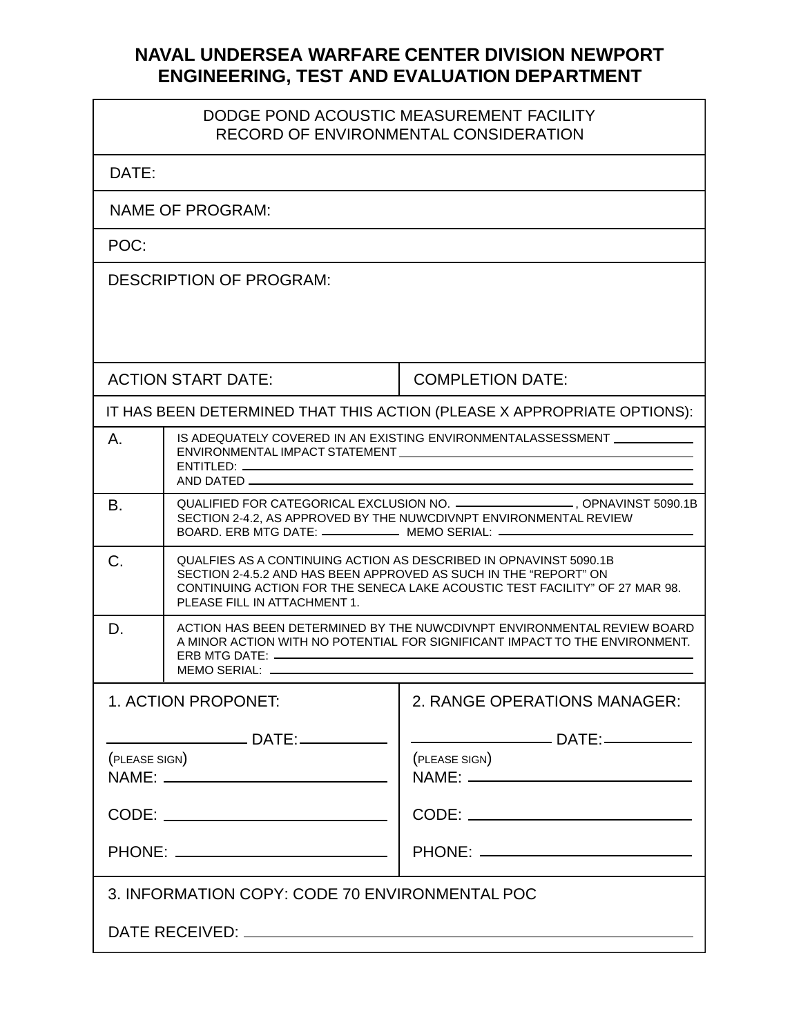# NAVAL UNDERSEA WARFARE CENTER DIVISION NEWPORT
# ENGINEERING, TEST AND EVALUATION DEPARTMENT

DODGE POND ACOUSTIC MEASUREMENT FACILITY
RECORD OF ENVIRONMENTAL CONSIDERATION

DATE:

NAME OF PROGRAM:

POC:

DESCRIPTION OF PROGRAM:

| ACTION START DATE: | COMPLETION DATE: |
|---|---|

IT HAS BEEN DETERMINED THAT THIS ACTION (PLEASE X APPROPRIATE OPTIONS):

| | |
|---|---|
| A. | IS ADEQUATELY COVERED IN AN EXISTING ENVIRONMENTALASSESSMENT \_\_\_\_\_\_\_\_\_\_ ENVIRONMENTAL IMPACT STATEMENT \_\_\_\_\_\_\_\_\_\_ ENTITLED: \_\_\_\_\_\_\_\_\_\_ AND DATED \_\_\_\_\_\_\_\_\_\_ |
| B. | QUALIFIED FOR CATEGORICAL EXCLUSION NO. \_\_\_\_\_\_\_\_\_\_, OPNAVINST 5090.1B SECTION 2-4.2, AS APPROVED BY THE NUWCDIVNPT ENVIRONMENTAL REVIEW BOARD. ERB MTG DATE: \_\_\_\_\_\_\_\_\_\_ MEMO SERIAL: \_\_\_\_\_\_\_\_\_\_ |
| C. | QUALFIES AS A CONTINUING ACTION AS DESCRIBED IN OPNAVINST 5090.1B SECTION 2-4.5.2 AND HAS BEEN APPROVED AS SUCH IN THE "REPORT" ON CONTINUING ACTION FOR THE SENECA LAKE ACOUSTIC TEST FACILITY" OF 27 MAR 98. PLEASE FILL IN ATTACHMENT 1. |
| D. | ACTION HAS BEEN DETERMINED BY THE NUWCDIVNPT ENVIRONMENTAL REVIEW BOARD A MINOR ACTION WITH NO POTENTIAL FOR SIGNIFICANT IMPACT TO THE ENVIRONMENT. ERB MTG DATE: \_\_\_\_\_\_\_\_\_\_ MEMO SERIAL: \_\_\_\_\_\_\_\_\_\_ |

| 1. ACTION PROPONET: | 2. RANGE OPERATIONS MANAGER: |
|---|---|
| \_\_\_\_\_\_\_\_\_\_ DATE: \_\_\_\_\_\_\_\_\_\_ | \_\_\_\_\_\_\_\_\_\_ DATE: \_\_\_\_\_\_\_\_\_\_ |
| (PLEASE SIGN) | (PLEASE SIGN) |
| NAME: \_\_\_\_\_\_\_\_\_\_ | NAME: \_\_\_\_\_\_\_\_\_\_ |
| CODE: \_\_\_\_\_\_\_\_\_\_ | CODE: \_\_\_\_\_\_\_\_\_\_ |
| PHONE: \_\_\_\_\_\_\_\_\_\_ | PHONE: \_\_\_\_\_\_\_\_\_\_ |

3. INFORMATION COPY: CODE 70 ENVIRONMENTAL POC

DATE RECEIVED: \_\_\_\_\_\_\_\_\_\_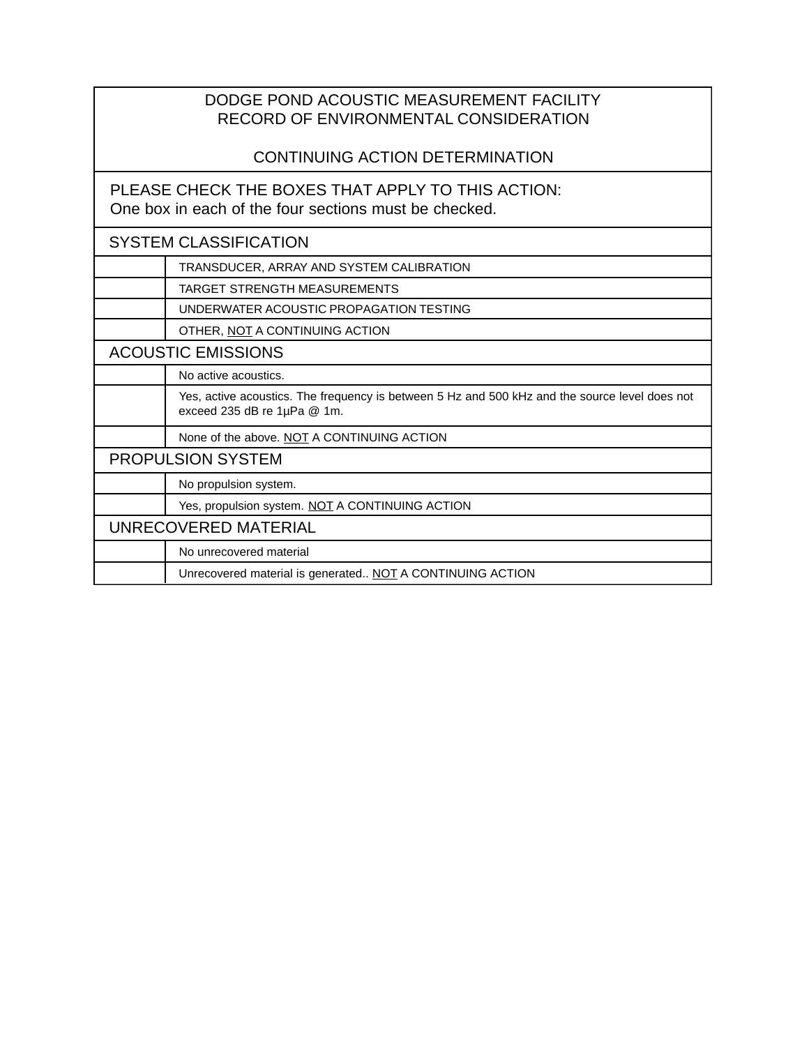| | |
|---|---|
| DODGE POND ACOUSTIC MEASUREMENT FACILITY<br>RECORD OF ENVIRONMENTAL CONSIDERATION<br><br>CONTINUING ACTION DETERMINATION | |
| PLEASE CHECK THE BOXES THAT APPLY TO THIS ACTION:<br>One box in each of the four sections must be checked. | |
| SYSTEM CLASSIFICATION | |
| | TRANSDUCER, ARRAY AND SYSTEM CALIBRATION |
| | TARGET STRENGTH MEASUREMENTS |
| | UNDERWATER ACOUSTIC PROPAGATION TESTING |
| | OTHER, NOT A CONTINUING ACTION |
| ACOUSTIC EMISSIONS | |
| | No active acoustics. |
| | Yes, active acoustics. The frequency is between 5 Hz and 500 kHz and the source level does not exceed 235 dB re 1µPa @ 1m. |
| | None of the above. NOT A CONTINUING ACTION |
| PROPULSION SYSTEM | |
| | No propulsion system. |
| | Yes, propulsion system. NOT A CONTINUING ACTION |
| UNRECOVERED MATERIAL | |
| | No unrecovered material |
| | Unrecovered material is generated.. NOT A CONTINUING ACTION |